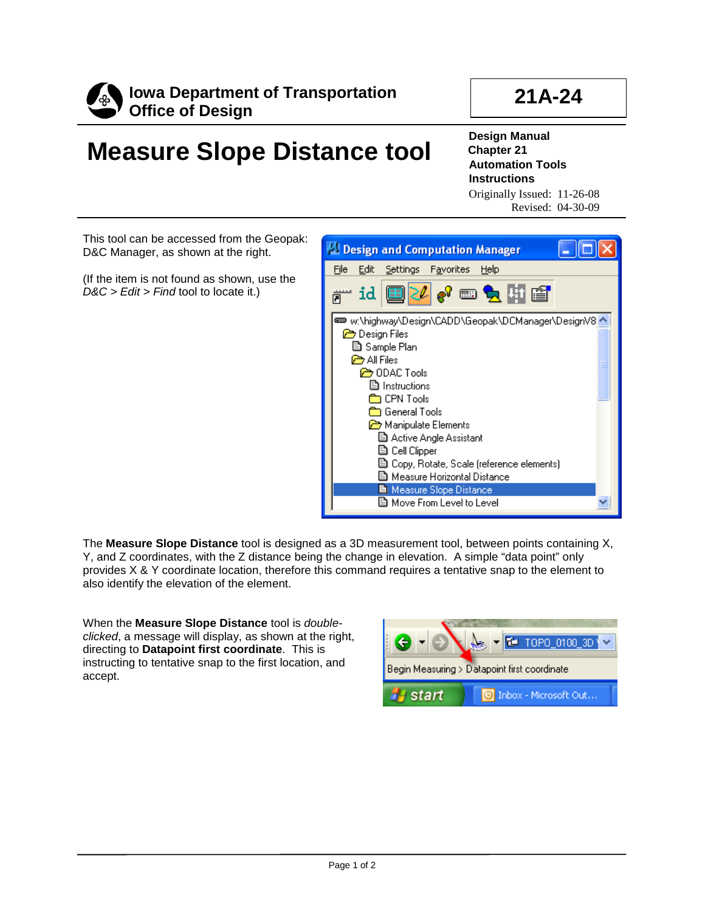**Iowa Department of Transportation**
**Office of Design**

**21A-24**

# Measure Slope Distance tool

**Design Manual**
**Chapter 21**
**Automation Tools**
**Instructions**

Originally Issued: 11-26-08
Revised: 04-30-09

This tool can be accessed from the Geopak: D&C Manager, as shown at the right.

(If the item is not found as shown, use the *D&C* > *Edit* > *Find* tool to locate it.)

The **Measure Slope Distance** tool is designed as a 3D measurement tool, between points containing X, Y, and Z coordinates, with the Z distance being the change in elevation. A simple "data point" only provides X & Y coordinate location, therefore this command requires a tentative snap to the element to also identify the elevation of the element.

When the **Measure Slope Distance** tool is *double-clicked*, a message will display, as shown at the right, directing to **Datapoint first coordinate**. This is instructing to tentative snap to the first location, and accept.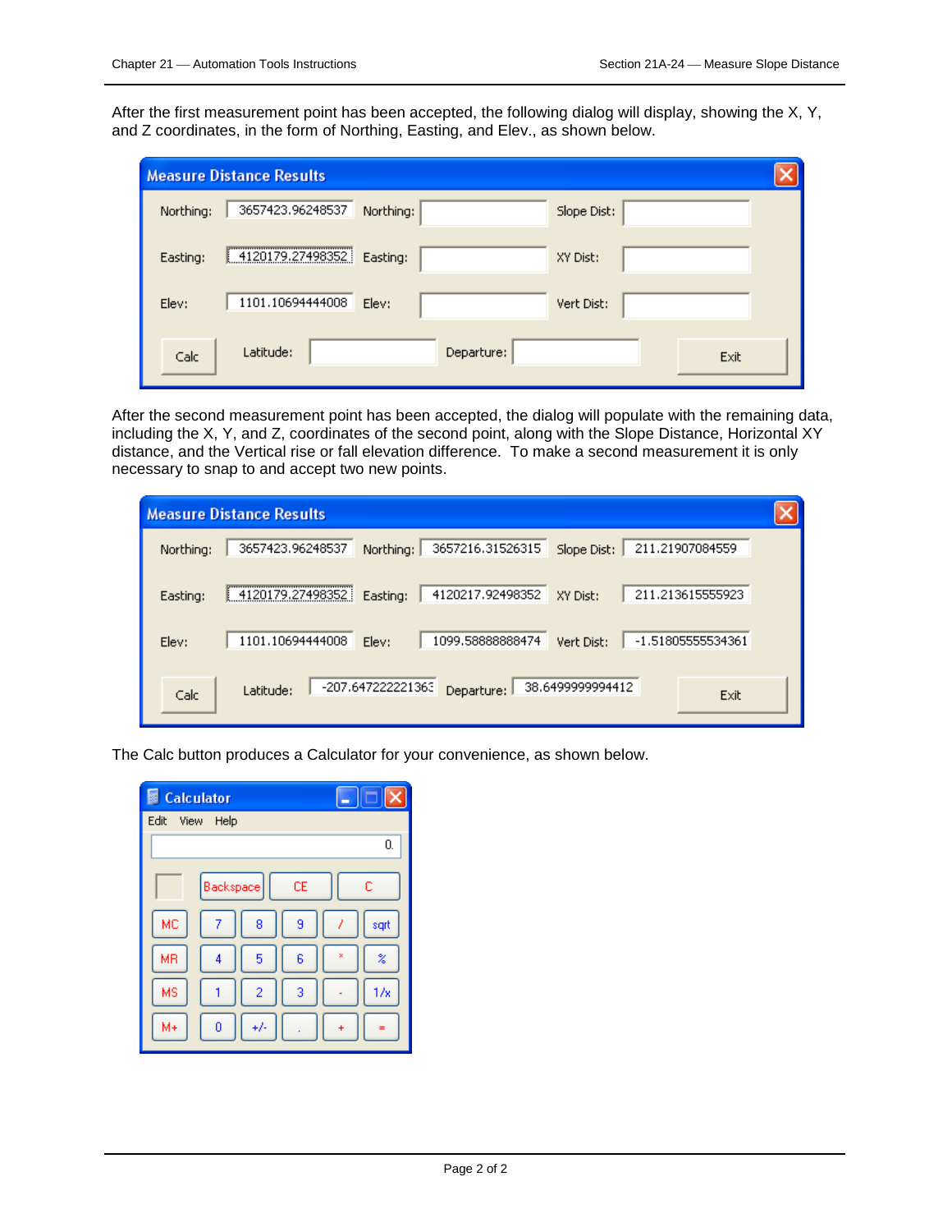After the first measurement point has been accepted, the following dialog will display, showing the X, Y, and Z coordinates, in the form of Northing, Easting, and Elev., as shown below.

After the second measurement point has been accepted, the dialog will populate with the remaining data, including the X, Y, and Z, coordinates of the second point, along with the Slope Distance, Horizontal XY distance, and the Vertical rise or fall elevation difference. To make a second measurement it is only necessary to snap to and accept two new points.

The Calc button produces a Calculator for your convenience, as shown below.